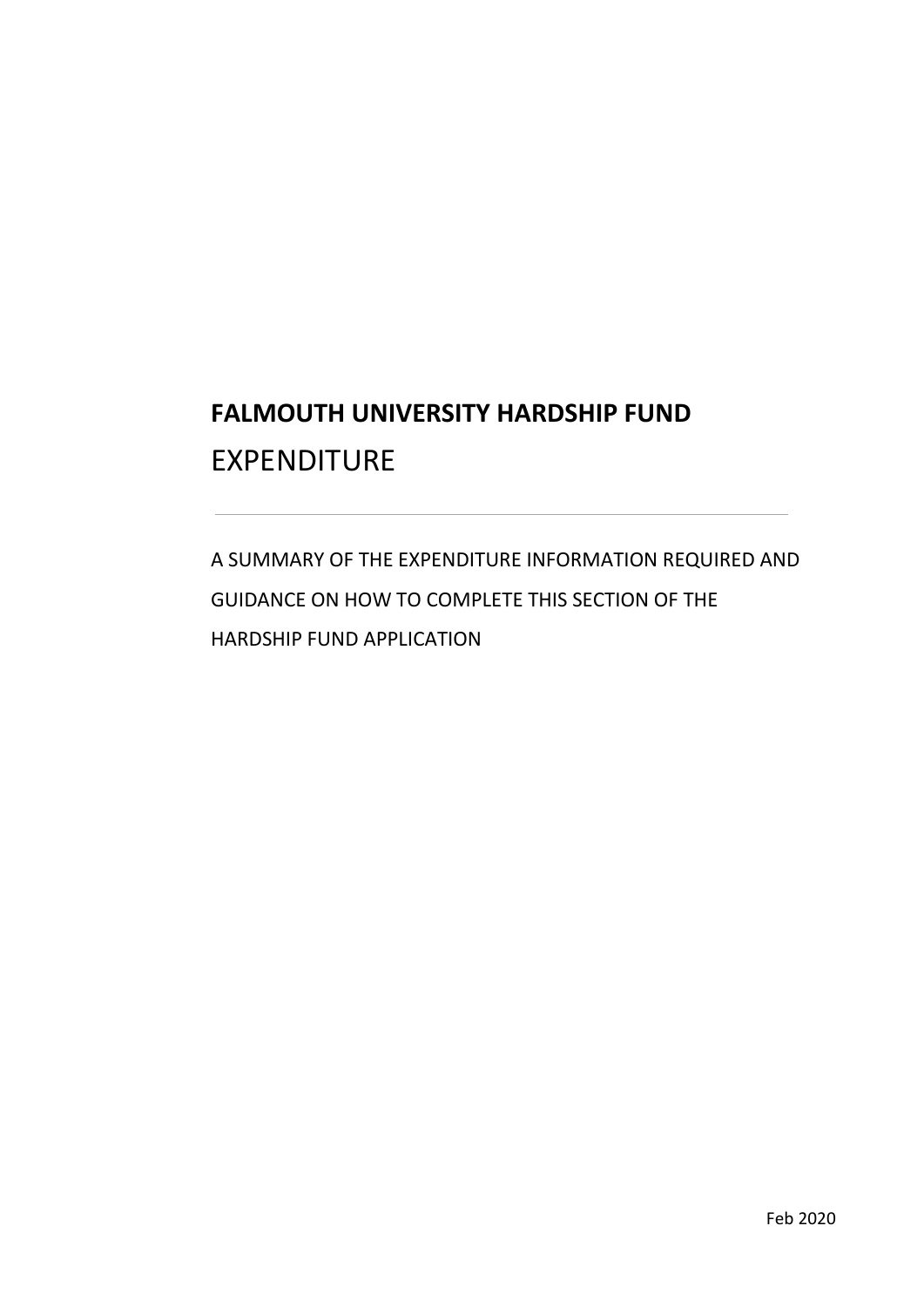# FALMOUTH UNIVERSITY HARDSHIP FUND

## EXPENDITURE

---

A SUMMARY OF THE EXPENDITURE INFORMATION REQUIRED AND GUIDANCE ON HOW TO COMPLETE THIS SECTION OF THE HARDSHIP FUND APPLICATION

Feb 2020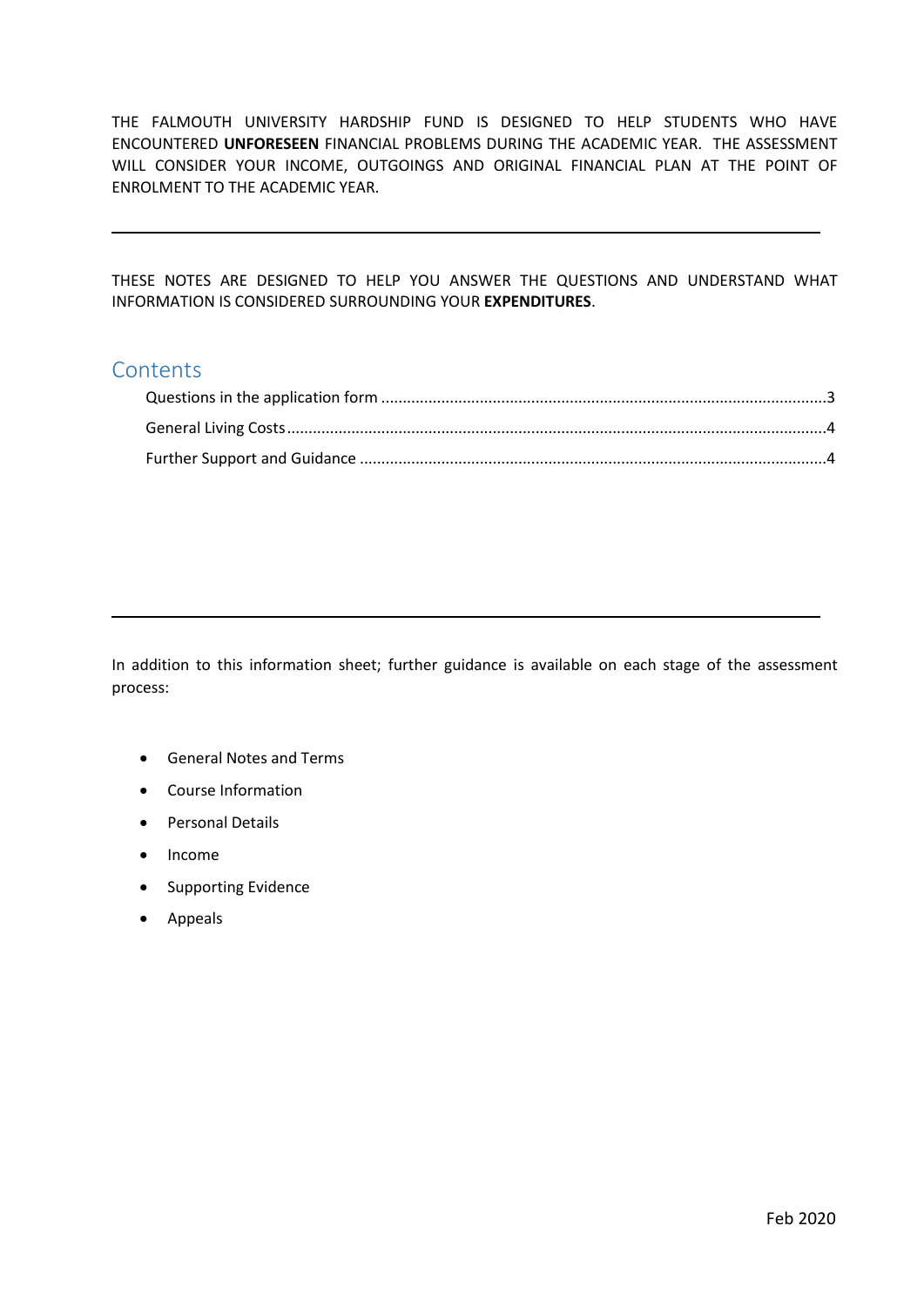THE FALMOUTH UNIVERSITY HARDSHIP FUND IS DESIGNED TO HELP STUDENTS WHO HAVE ENCOUNTERED **UNFORESEEN** FINANCIAL PROBLEMS DURING THE ACADEMIC YEAR. THE ASSESSMENT WILL CONSIDER YOUR INCOME, OUTGOINGS AND ORIGINAL FINANCIAL PLAN AT THE POINT OF ENROLMENT TO THE ACADEMIC YEAR.

---

THESE NOTES ARE DESIGNED TO HELP YOU ANSWER THE QUESTIONS AND UNDERSTAND WHAT INFORMATION IS CONSIDERED SURROUNDING YOUR **EXPENDITURES**.

## Contents

- Questions in the application form ........ 3
- General Living Costs ........ 4
- Further Support and Guidance ........ 4

---

In addition to this information sheet; further guidance is available on each stage of the assessment process:

- General Notes and Terms
- Course Information
- Personal Details
- Income
- Supporting Evidence
- Appeals

Feb 2020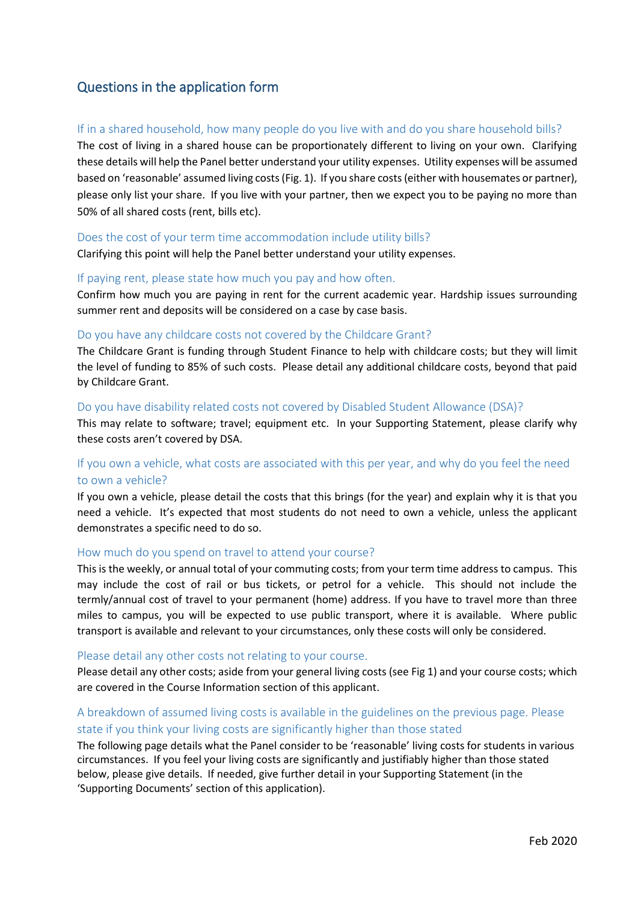## Questions in the application form

### If in a shared household, how many people do you live with and do you share household bills?

The cost of living in a shared house can be proportionately different to living on your own. Clarifying these details will help the Panel better understand your utility expenses. Utility expenses will be assumed based on 'reasonable' assumed living costs (Fig. 1). If you share costs (either with housemates or partner), please only list your share. If you live with your partner, then we expect you to be paying no more than 50% of all shared costs (rent, bills etc).

### Does the cost of your term time accommodation include utility bills?

Clarifying this point will help the Panel better understand your utility expenses.

### If paying rent, please state how much you pay and how often.

Confirm how much you are paying in rent for the current academic year. Hardship issues surrounding summer rent and deposits will be considered on a case by case basis.

### Do you have any childcare costs not covered by the Childcare Grant?

The Childcare Grant is funding through Student Finance to help with childcare costs; but they will limit the level of funding to 85% of such costs. Please detail any additional childcare costs, beyond that paid by Childcare Grant.

### Do you have disability related costs not covered by Disabled Student Allowance (DSA)?

This may relate to software; travel; equipment etc. In your Supporting Statement, please clarify why these costs aren't covered by DSA.

### If you own a vehicle, what costs are associated with this per year, and why do you feel the need to own a vehicle?

If you own a vehicle, please detail the costs that this brings (for the year) and explain why it is that you need a vehicle. It's expected that most students do not need to own a vehicle, unless the applicant demonstrates a specific need to do so.

### How much do you spend on travel to attend your course?

This is the weekly, or annual total of your commuting costs; from your term time address to campus. This may include the cost of rail or bus tickets, or petrol for a vehicle. This should not include the termly/annual cost of travel to your permanent (home) address. If you have to travel more than three miles to campus, you will be expected to use public transport, where it is available. Where public transport is available and relevant to your circumstances, only these costs will only be considered.

### Please detail any other costs not relating to your course.

Please detail any other costs; aside from your general living costs (see Fig 1) and your course costs; which are covered in the Course Information section of this applicant.

### A breakdown of assumed living costs is available in the guidelines on the previous page. Please state if you think your living costs are significantly higher than those stated

The following page details what the Panel consider to be 'reasonable' living costs for students in various circumstances. If you feel your living costs are significantly and justifiably higher than those stated below, please give details. If needed, give further detail in your Supporting Statement (in the 'Supporting Documents' section of this application).

Feb 2020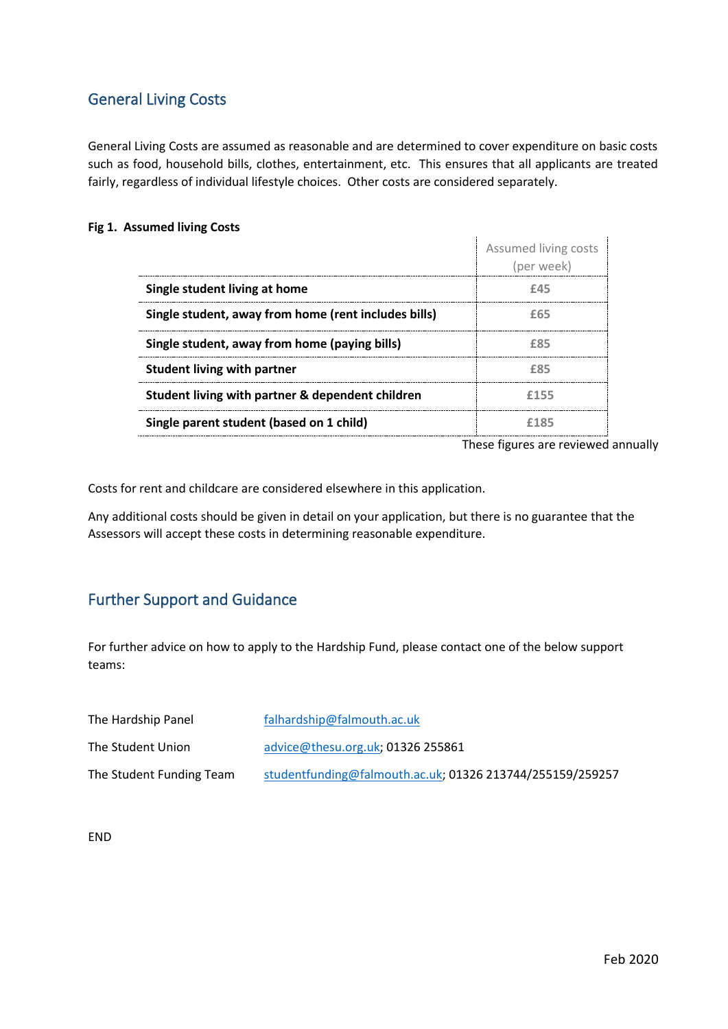## General Living Costs

General Living Costs are assumed as reasonable and are determined to cover expenditure on basic costs such as food, household bills, clothes, entertainment, etc. This ensures that all applicants are treated fairly, regardless of individual lifestyle choices. Other costs are considered separately.

**Fig 1. Assumed living Costs**

| | Assumed living costs (per week) |
|---|---|
| **Single student living at home** | £45 |
| **Single student, away from home (rent includes bills)** | £65 |
| **Single student, away from home (paying bills)** | £85 |
| **Student living with partner** | £85 |
| **Student living with partner & dependent children** | £155 |
| **Single parent student (based on 1 child)** | £185 |

These figures are reviewed annually

Costs for rent and childcare are considered elsewhere in this application.

Any additional costs should be given in detail on your application, but there is no guarantee that the Assessors will accept these costs in determining reasonable expenditure.

## Further Support and Guidance

For further advice on how to apply to the Hardship Fund, please contact one of the below support teams:

The Hardship Panel falhardship@falmouth.ac.uk

The Student Union advice@thesu.org.uk; 01326 255861

The Student Funding Team studentfunding@falmouth.ac.uk; 01326 213744/255159/259257

END

Feb 2020